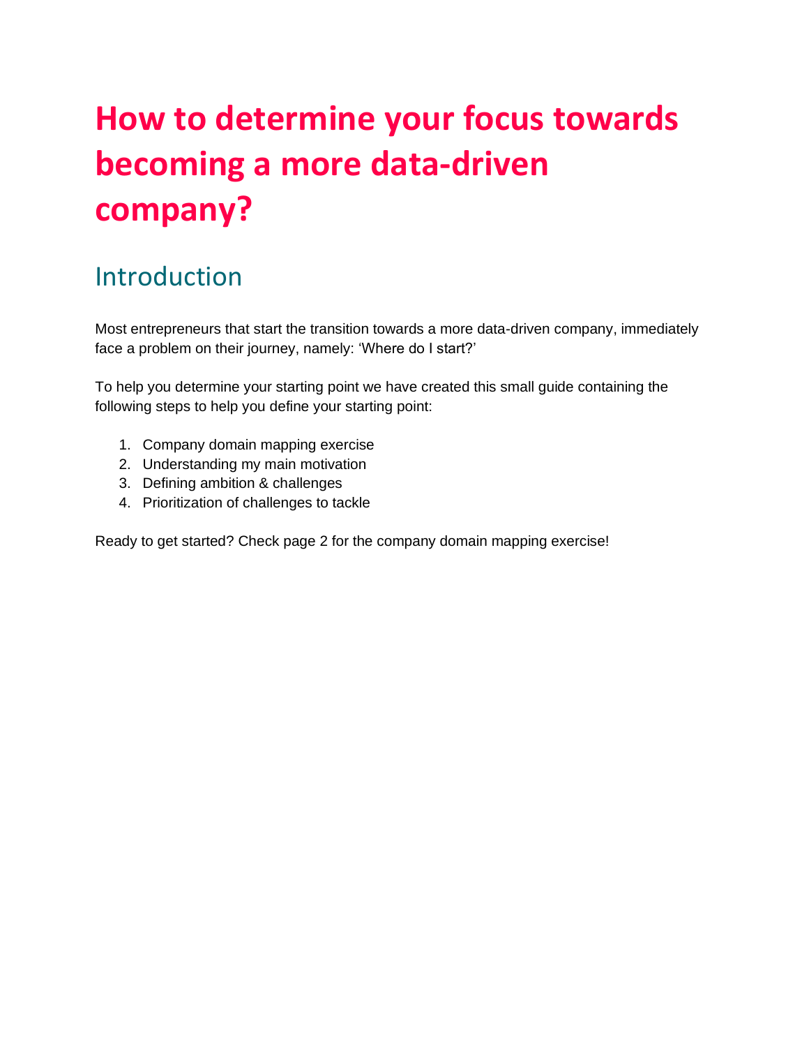# How to determine your focus towards becoming a more data-driven company?

## Introduction

Most entrepreneurs that start the transition towards a more data-driven company, immediately face a problem on their journey, namely: 'Where do I start?'

To help you determine your starting point we have created this small guide containing the following steps to help you define your starting point:

1. Company domain mapping exercise
2. Understanding my main motivation
3. Defining ambition & challenges
4. Prioritization of challenges to tackle

Ready to get started? Check page 2 for the company domain mapping exercise!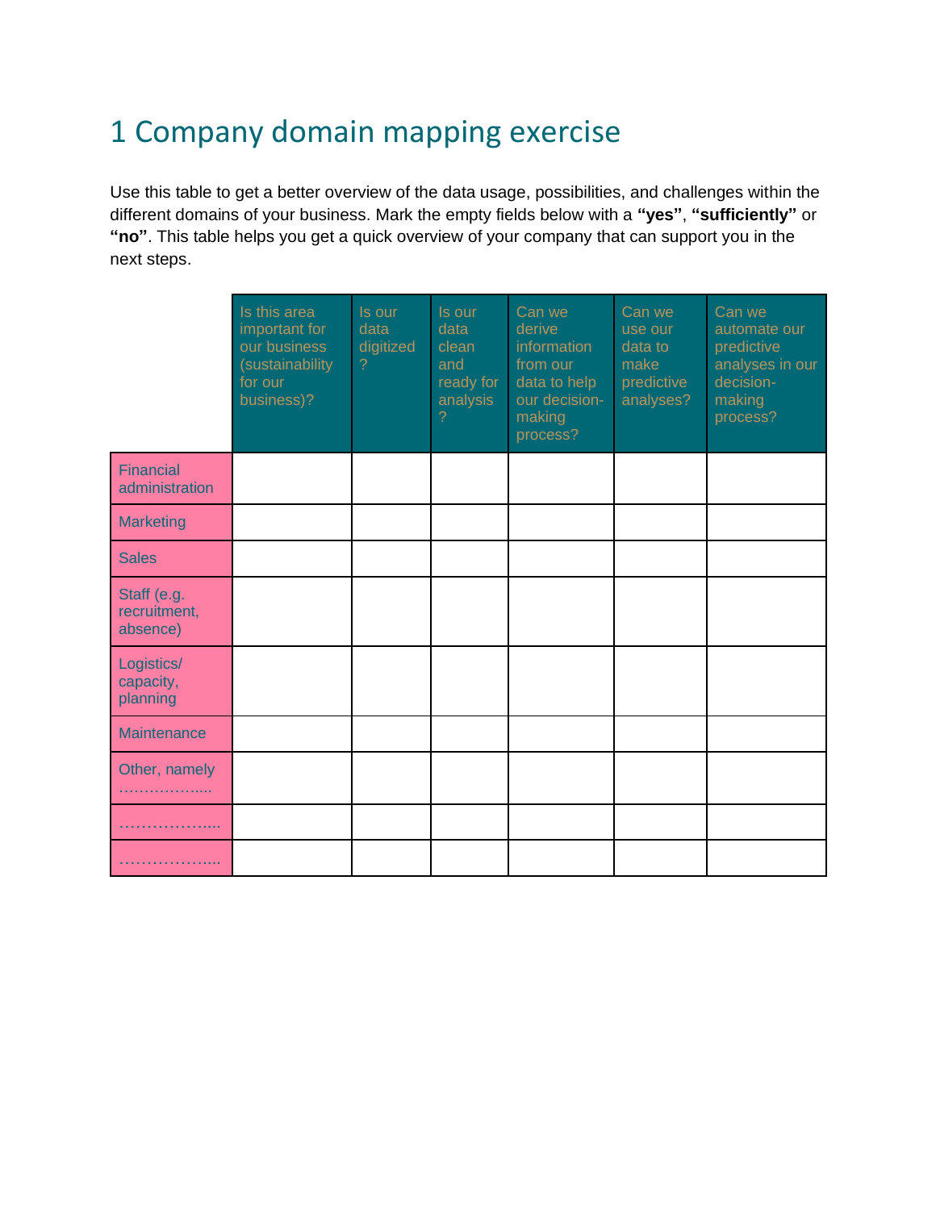# 1 Company domain mapping exercise

Use this table to get a better overview of the data usage, possibilities, and challenges within the different domains of your business. Mark the empty fields below with a **"yes"**, **"sufficiently"** or **"no"**. This table helps you get a quick overview of your company that can support you in the next steps.

| | Is this area important for our business (sustainability for our business)? | Is our data digitized? | Is our data clean and ready for analysis? | Can we derive information from our data to help our decision-making process? | Can we use our data to make predictive analyses? | Can we automate our predictive analyses in our decision-making process? |
|---|---|---|---|---|---|---|
| Financial administration | | | | | | |
| Marketing | | | | | | |
| Sales | | | | | | |
| Staff (e.g. recruitment, absence) | | | | | | |
| Logistics/ capacity, planning | | | | | | |
| Maintenance | | | | | | |
| Other, namely ……………... | | | | | | |
| ……………... | | | | | | |
| ……………... | | | | | | |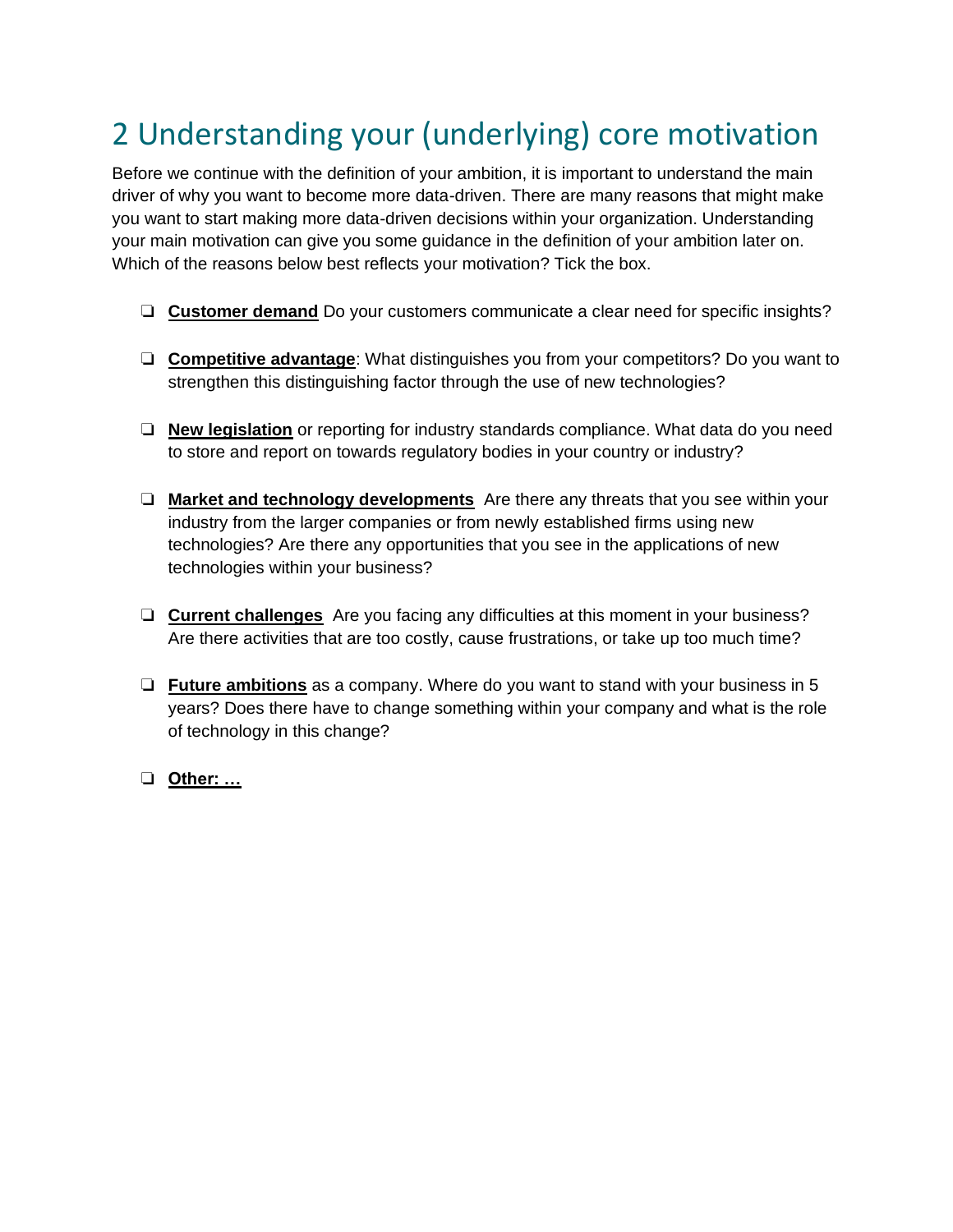# 2 Understanding your (underlying) core motivation

Before we continue with the definition of your ambition, it is important to understand the main driver of why you want to become more data-driven. There are many reasons that might make you want to start making more data-driven decisions within your organization. Understanding your main motivation can give you some guidance in the definition of your ambition later on. Which of the reasons below best reflects your motivation? Tick the box.

- ❑ **Customer demand** Do your customers communicate a clear need for specific insights?
- ❑ **Competitive advantage**: What distinguishes you from your competitors? Do you want to strengthen this distinguishing factor through the use of new technologies?
- ❑ **New legislation** or reporting for industry standards compliance. What data do you need to store and report on towards regulatory bodies in your country or industry?
- ❑ **Market and technology developments** Are there any threats that you see within your industry from the larger companies or from newly established firms using new technologies? Are there any opportunities that you see in the applications of new technologies within your business?
- ❑ **Current challenges** Are you facing any difficulties at this moment in your business? Are there activities that are too costly, cause frustrations, or take up too much time?
- ❑ **Future ambitions** as a company. Where do you want to stand with your business in 5 years? Does there have to change something within your company and what is the role of technology in this change?
- ❑ **Other: …**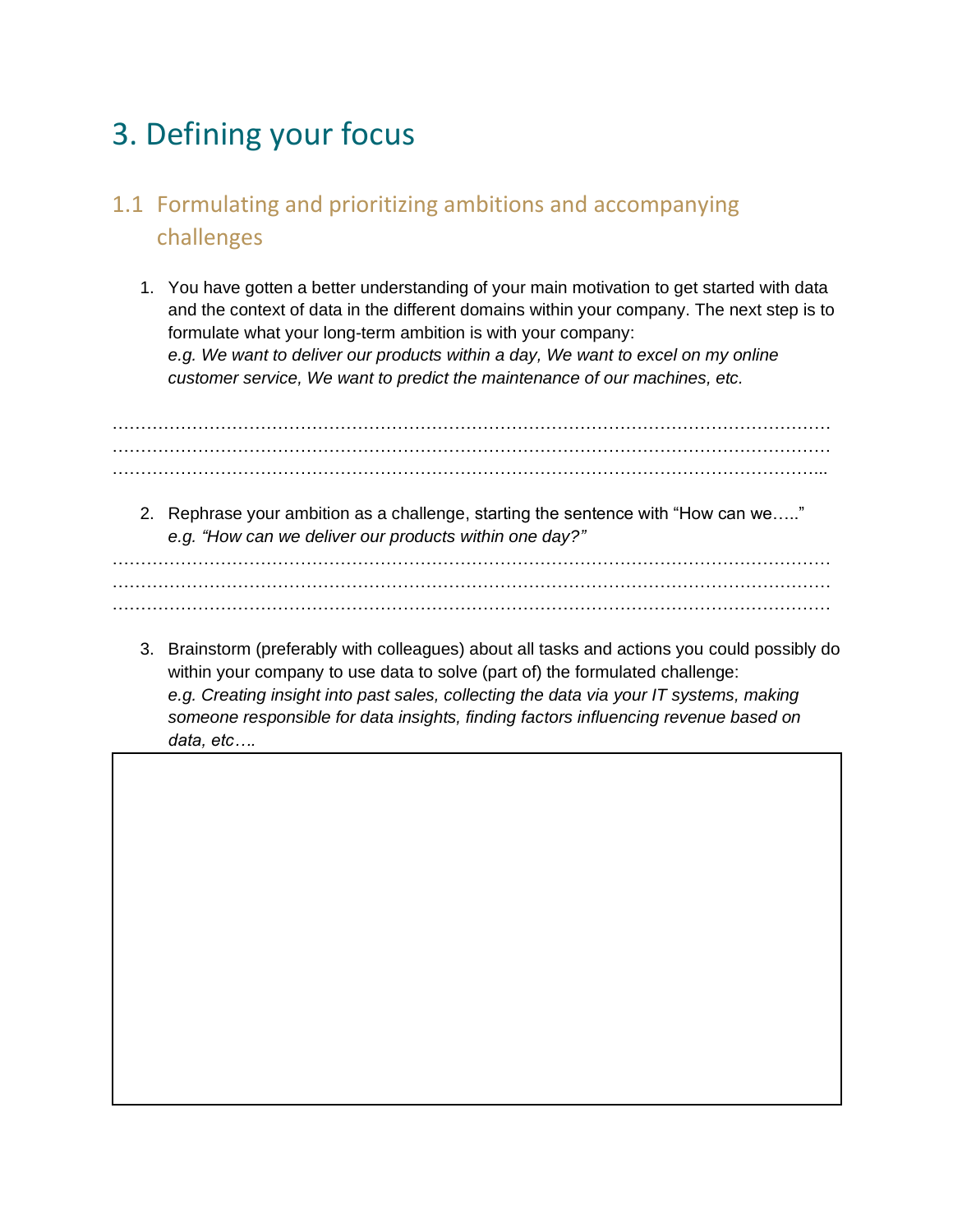# 3. Defining your focus

## 1.1 Formulating and prioritizing ambitions and accompanying challenges

1. You have gotten a better understanding of your main motivation to get started with data and the context of data in the different domains within your company. The next step is to formulate what your long-term ambition is with your company:
   *e.g. We want to deliver our products within a day, We want to excel on my online customer service, We want to predict the maintenance of our machines, etc.*

……………………………………………………………………………………………………………………
……………………………………………………………………………………………………………………
…………………………………………………………………………………………………………………...

2. Rephrase your ambition as a challenge, starting the sentence with "How can we….."
   *e.g. "How can we deliver our products within one day?"*

……………………………………………………………………………………………………………………
……………………………………………………………………………………………………………………
……………………………………………………………………………………………………………………

3. Brainstorm (preferably with colleagues) about all tasks and actions you could possibly do within your company to use data to solve (part of) the formulated challenge:
   *e.g. Creating insight into past sales, collecting the data via your IT systems, making someone responsible for data insights, finding factors influencing revenue based on data, etc….*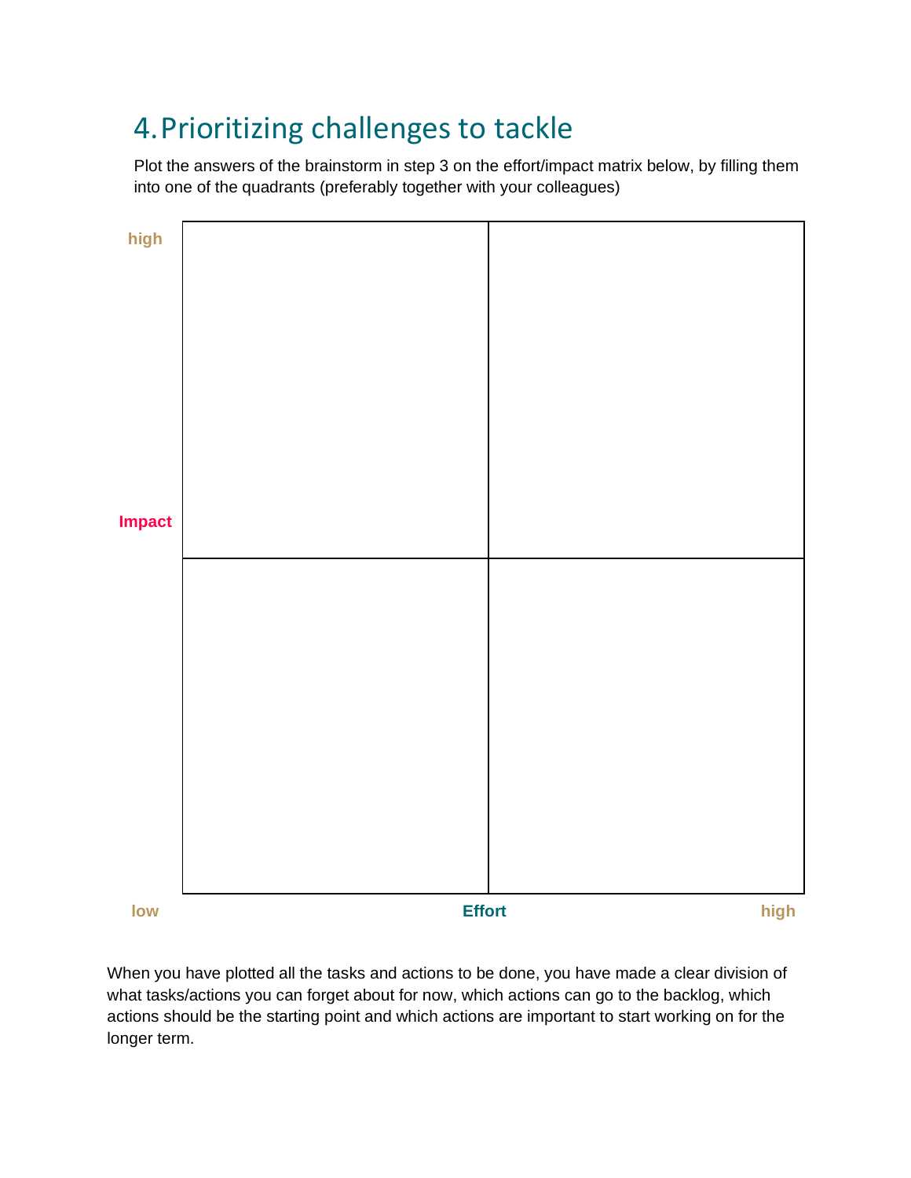# 4. Prioritizing challenges to tackle

Plot the answers of the brainstorm in step 3 on the effort/impact matrix below, by filling them into one of the quadrants (preferably together with your colleagues)

high

Impact

low

Effort

high

When you have plotted all the tasks and actions to be done, you have made a clear division of what tasks/actions you can forget about for now, which actions can go to the backlog, which actions should be the starting point and which actions are important to start working on for the longer term.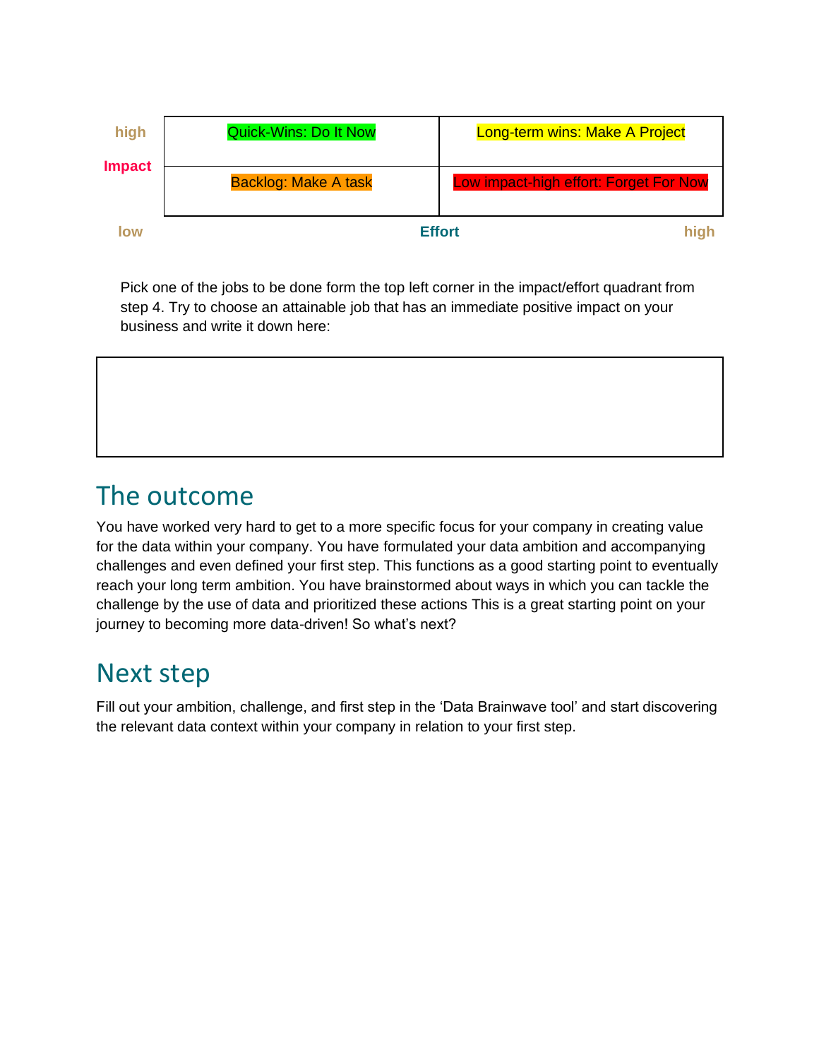| | | |
|---|---|---|
| high | Quick-Wins: Do It Now | Long-term wins: Make A Project |
| Impact | Backlog: Make A task | Low impact-high effort: Forget For Now |
| low | Effort | high |

Pick one of the jobs to be done form the top left corner in the impact/effort quadrant from step 4. Try to choose an attainable job that has an immediate positive impact on your business and write it down here:

| |
|---|
| |

## The outcome

You have worked very hard to get to a more specific focus for your company in creating value for the data within your company. You have formulated your data ambition and accompanying challenges and even defined your first step. This functions as a good starting point to eventually reach your long term ambition. You have brainstormed about ways in which you can tackle the challenge by the use of data and prioritized these actions This is a great starting point on your journey to becoming more data-driven! So what's next?

## Next step

Fill out your ambition, challenge, and first step in the 'Data Brainwave tool' and start discovering the relevant data context within your company in relation to your first step.